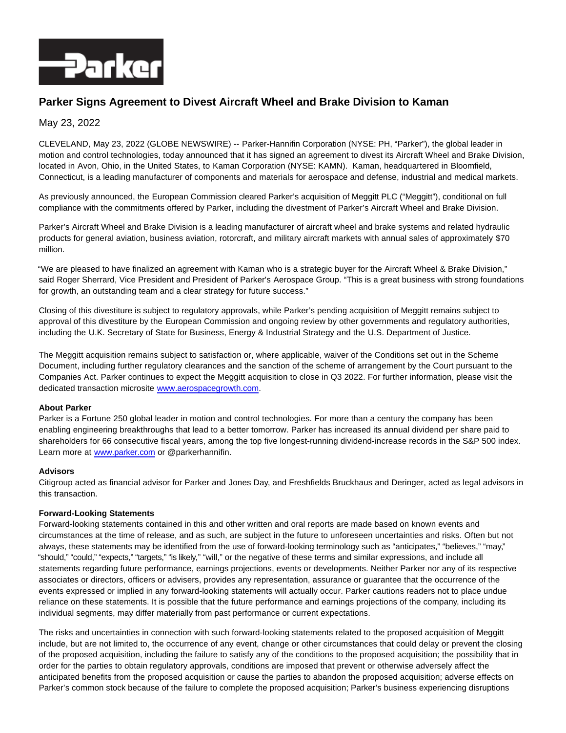# Parker Signs Agreement to Divest Aircraft Wheel and Brake Division to Kaman

May 23, 2022

CLEVELAND, May 23, 2022 (GLOBE NEWSWIRE) -- Parker-Hannifin Corporation (NYSE: PH, "Parker"), the global leader in motion and control technologies, today announced that it has signed an agreement to divest its Aircraft Wheel and Brake Division, located in Avon, Ohio, in the United States, to Kaman Corporation (NYSE: KAMN). Kaman, headquartered in Bloomfield, Connecticut, is a leading manufacturer of components and materials for aerospace and defense, industrial and medical markets.

As previously announced, the European Commission cleared Parker's acquisition of Meggitt PLC ("Meggitt"), conditional on full compliance with the commitments offered by Parker, including the divestment of Parker's Aircraft Wheel and Brake Division.

Parker's Aircraft Wheel and Brake Division is a leading manufacturer of aircraft wheel and brake systems and related hydraulic products for general aviation, business aviation, rotorcraft, and military aircraft markets with annual sales of approximately $70 million.

"We are pleased to have finalized an agreement with Kaman who is a strategic buyer for the Aircraft Wheel & Brake Division," said Roger Sherrard, Vice President and President of Parker's Aerospace Group. "This is a great business with strong foundations for growth, an outstanding team and a clear strategy for future success."

Closing of this divestiture is subject to regulatory approvals, while Parker's pending acquisition of Meggitt remains subject to approval of this divestiture by the European Commission and ongoing review by other governments and regulatory authorities, including the U.K. Secretary of State for Business, Energy & Industrial Strategy and the U.S. Department of Justice.

The Meggitt acquisition remains subject to satisfaction or, where applicable, waiver of the Conditions set out in the Scheme Document, including further regulatory clearances and the sanction of the scheme of arrangement by the Court pursuant to the Companies Act. Parker continues to expect the Meggitt acquisition to close in Q3 2022. For further information, please visit the dedicated transaction microsite www.aerospacegrowth.com.

**About Parker**

Parker is a Fortune 250 global leader in motion and control technologies. For more than a century the company has been enabling engineering breakthroughs that lead to a better tomorrow. Parker has increased its annual dividend per share paid to shareholders for 66 consecutive fiscal years, among the top five longest-running dividend-increase records in the S&P 500 index. Learn more at www.parker.com or @parkerhannifin.

**Advisors**

Citigroup acted as financial advisor for Parker and Jones Day, and Freshfields Bruckhaus and Deringer, acted as legal advisors in this transaction.

**Forward-Looking Statements**

Forward-looking statements contained in this and other written and oral reports are made based on known events and circumstances at the time of release, and as such, are subject in the future to unforeseen uncertainties and risks. Often but not always, these statements may be identified from the use of forward-looking terminology such as "anticipates," "believes," "may," "should," "could," "expects," "targets," "is likely," "will," or the negative of these terms and similar expressions, and include all statements regarding future performance, earnings projections, events or developments. Neither Parker nor any of its respective associates or directors, officers or advisers, provides any representation, assurance or guarantee that the occurrence of the events expressed or implied in any forward-looking statements will actually occur. Parker cautions readers not to place undue reliance on these statements. It is possible that the future performance and earnings projections of the company, including its individual segments, may differ materially from past performance or current expectations.

The risks and uncertainties in connection with such forward-looking statements related to the proposed acquisition of Meggitt include, but are not limited to, the occurrence of any event, change or other circumstances that could delay or prevent the closing of the proposed acquisition, including the failure to satisfy any of the conditions to the proposed acquisition; the possibility that in order for the parties to obtain regulatory approvals, conditions are imposed that prevent or otherwise adversely affect the anticipated benefits from the proposed acquisition or cause the parties to abandon the proposed acquisition; adverse effects on Parker's common stock because of the failure to complete the proposed acquisition; Parker's business experiencing disruptions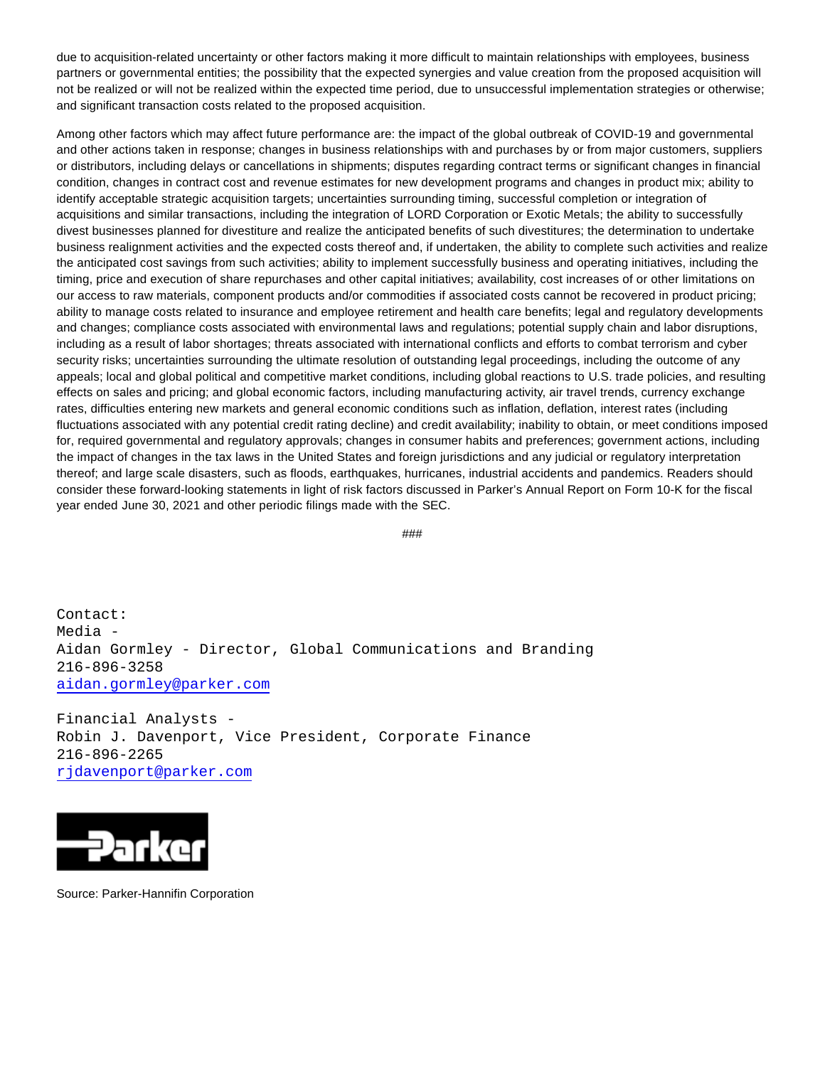due to acquisition-related uncertainty or other factors making it more difficult to maintain relationships with employees, business partners or governmental entities; the possibility that the expected synergies and value creation from the proposed acquisition will not be realized or will not be realized within the expected time period, due to unsuccessful implementation strategies or otherwise; and significant transaction costs related to the proposed acquisition.

Among other factors which may affect future performance are: the impact of the global outbreak of COVID-19 and governmental and other actions taken in response; changes in business relationships with and purchases by or from major customers, suppliers or distributors, including delays or cancellations in shipments; disputes regarding contract terms or significant changes in financial condition, changes in contract cost and revenue estimates for new development programs and changes in product mix; ability to identify acceptable strategic acquisition targets; uncertainties surrounding timing, successful completion or integration of acquisitions and similar transactions, including the integration of LORD Corporation or Exotic Metals; the ability to successfully divest businesses planned for divestiture and realize the anticipated benefits of such divestitures; the determination to undertake business realignment activities and the expected costs thereof and, if undertaken, the ability to complete such activities and realize the anticipated cost savings from such activities; ability to implement successfully business and operating initiatives, including the timing, price and execution of share repurchases and other capital initiatives; availability, cost increases of or other limitations on our access to raw materials, component products and/or commodities if associated costs cannot be recovered in product pricing; ability to manage costs related to insurance and employee retirement and health care benefits; legal and regulatory developments and changes; compliance costs associated with environmental laws and regulations; potential supply chain and labor disruptions, including as a result of labor shortages; threats associated with international conflicts and efforts to combat terrorism and cyber security risks; uncertainties surrounding the ultimate resolution of outstanding legal proceedings, including the outcome of any appeals; local and global political and competitive market conditions, including global reactions to U.S. trade policies, and resulting effects on sales and pricing; and global economic factors, including manufacturing activity, air travel trends, currency exchange rates, difficulties entering new markets and general economic conditions such as inflation, deflation, interest rates (including fluctuations associated with any potential credit rating decline) and credit availability; inability to obtain, or meet conditions imposed for, required governmental and regulatory approvals; changes in consumer habits and preferences; government actions, including the impact of changes in the tax laws in the United States and foreign jurisdictions and any judicial or regulatory interpretation thereof; and large scale disasters, such as floods, earthquakes, hurricanes, industrial accidents and pandemics. Readers should consider these forward-looking statements in light of risk factors discussed in Parker's Annual Report on Form 10-K for the fiscal year ended June 30, 2021 and other periodic filings made with the SEC.

###

Contact:
Media -
Aidan Gormley - Director, Global Communications and Branding
216-896-3258
aidan.gormley@parker.com

Financial Analysts -
Robin J. Davenport, Vice President, Corporate Finance
216-896-2265
rjdavenport@parker.com

Source: Parker-Hannifin Corporation